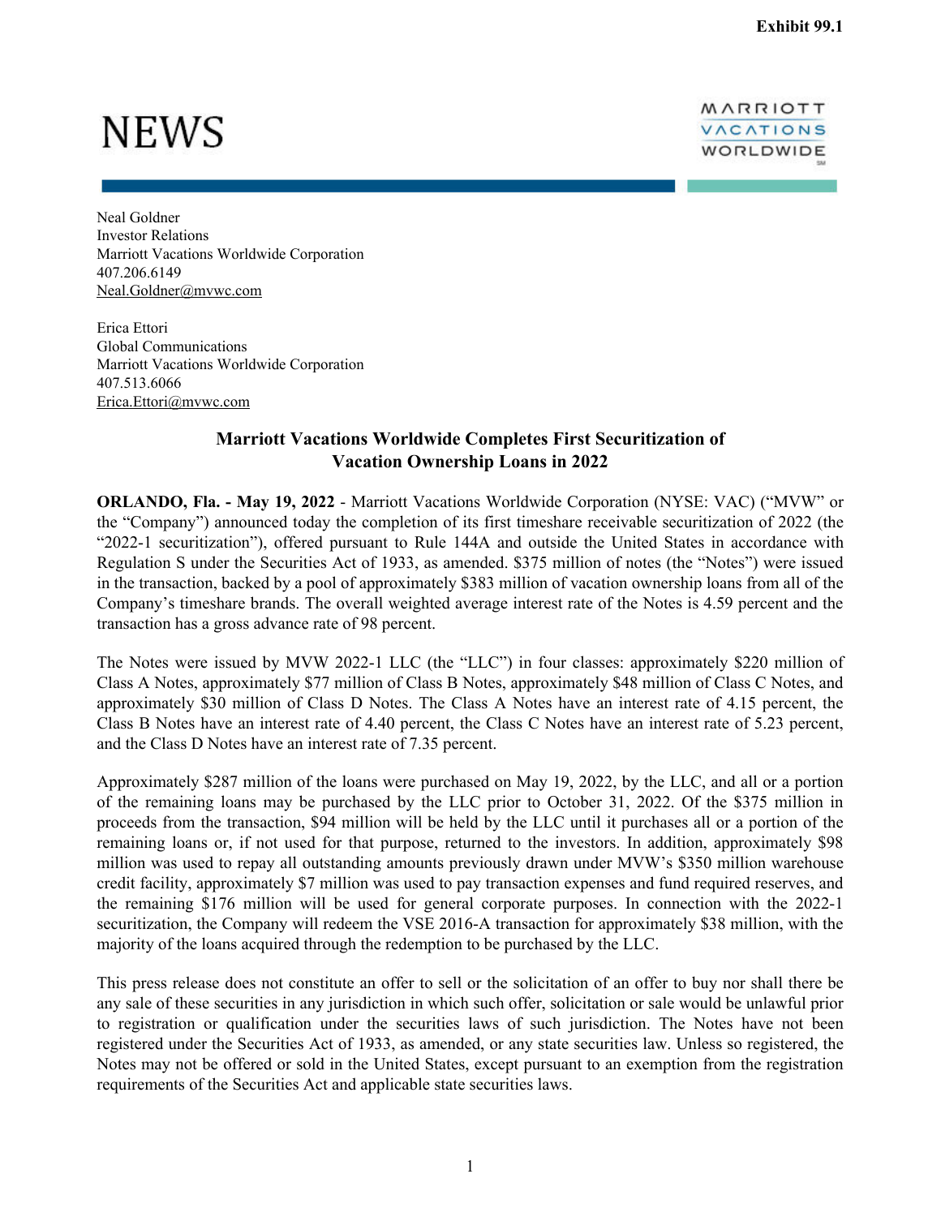Exhibit 99.1

# NEWS

MARRIOTT VACATIONS WORLDWIDE

Neal Goldner
Investor Relations
Marriott Vacations Worldwide Corporation
407.206.6149
Neal.Goldner@mvwc.com

Erica Ettori
Global Communications
Marriott Vacations Worldwide Corporation
407.513.6066
Erica.Ettori@mvwc.com

## Marriott Vacations Worldwide Completes First Securitization of Vacation Ownership Loans in 2022

**ORLANDO, Fla. - May 19, 2022** - Marriott Vacations Worldwide Corporation (NYSE: VAC) ("MVW" or the "Company") announced today the completion of its first timeshare receivable securitization of 2022 (the "2022-1 securitization"), offered pursuant to Rule 144A and outside the United States in accordance with Regulation S under the Securities Act of 1933, as amended. $375 million of notes (the "Notes") were issued in the transaction, backed by a pool of approximately $383 million of vacation ownership loans from all of the Company's timeshare brands. The overall weighted average interest rate of the Notes is 4.59 percent and the transaction has a gross advance rate of 98 percent.

The Notes were issued by MVW 2022-1 LLC (the "LLC") in four classes: approximately $220 million of Class A Notes, approximately $77 million of Class B Notes, approximately $48 million of Class C Notes, and approximately $30 million of Class D Notes. The Class A Notes have an interest rate of 4.15 percent, the Class B Notes have an interest rate of 4.40 percent, the Class C Notes have an interest rate of 5.23 percent, and the Class D Notes have an interest rate of 7.35 percent.

Approximately $287 million of the loans were purchased on May 19, 2022, by the LLC, and all or a portion of the remaining loans may be purchased by the LLC prior to October 31, 2022. Of the $375 million in proceeds from the transaction, $94 million will be held by the LLC until it purchases all or a portion of the remaining loans or, if not used for that purpose, returned to the investors. In addition, approximately $98 million was used to repay all outstanding amounts previously drawn under MVW's $350 million warehouse credit facility, approximately $7 million was used to pay transaction expenses and fund required reserves, and the remaining $176 million will be used for general corporate purposes. In connection with the 2022-1 securitization, the Company will redeem the VSE 2016-A transaction for approximately $38 million, with the majority of the loans acquired through the redemption to be purchased by the LLC.

This press release does not constitute an offer to sell or the solicitation of an offer to buy nor shall there be any sale of these securities in any jurisdiction in which such offer, solicitation or sale would be unlawful prior to registration or qualification under the securities laws of such jurisdiction. The Notes have not been registered under the Securities Act of 1933, as amended, or any state securities law. Unless so registered, the Notes may not be offered or sold in the United States, except pursuant to an exemption from the registration requirements of the Securities Act and applicable state securities laws.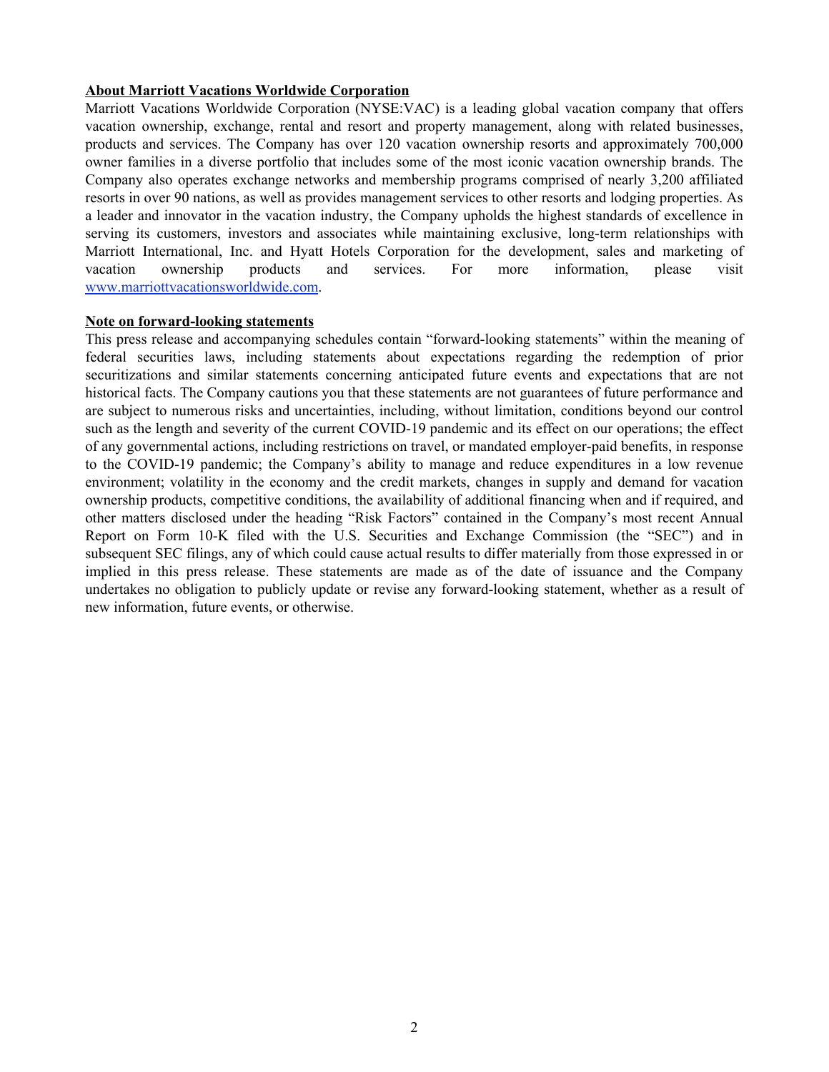**About Marriott Vacations Worldwide Corporation**

Marriott Vacations Worldwide Corporation (NYSE:VAC) is a leading global vacation company that offers vacation ownership, exchange, rental and resort and property management, along with related businesses, products and services. The Company has over 120 vacation ownership resorts and approximately 700,000 owner families in a diverse portfolio that includes some of the most iconic vacation ownership brands. The Company also operates exchange networks and membership programs comprised of nearly 3,200 affiliated resorts in over 90 nations, as well as provides management services to other resorts and lodging properties. As a leader and innovator in the vacation industry, the Company upholds the highest standards of excellence in serving its customers, investors and associates while maintaining exclusive, long-term relationships with Marriott International, Inc. and Hyatt Hotels Corporation for the development, sales and marketing of vacation ownership products and services. For more information, please visit www.marriottvacationsworldwide.com.

**Note on forward-looking statements**

This press release and accompanying schedules contain "forward-looking statements" within the meaning of federal securities laws, including statements about expectations regarding the redemption of prior securitizations and similar statements concerning anticipated future events and expectations that are not historical facts. The Company cautions you that these statements are not guarantees of future performance and are subject to numerous risks and uncertainties, including, without limitation, conditions beyond our control such as the length and severity of the current COVID-19 pandemic and its effect on our operations; the effect of any governmental actions, including restrictions on travel, or mandated employer-paid benefits, in response to the COVID-19 pandemic; the Company's ability to manage and reduce expenditures in a low revenue environment; volatility in the economy and the credit markets, changes in supply and demand for vacation ownership products, competitive conditions, the availability of additional financing when and if required, and other matters disclosed under the heading "Risk Factors" contained in the Company's most recent Annual Report on Form 10-K filed with the U.S. Securities and Exchange Commission (the "SEC") and in subsequent SEC filings, any of which could cause actual results to differ materially from those expressed in or implied in this press release. These statements are made as of the date of issuance and the Company undertakes no obligation to publicly update or revise any forward-looking statement, whether as a result of new information, future events, or otherwise.